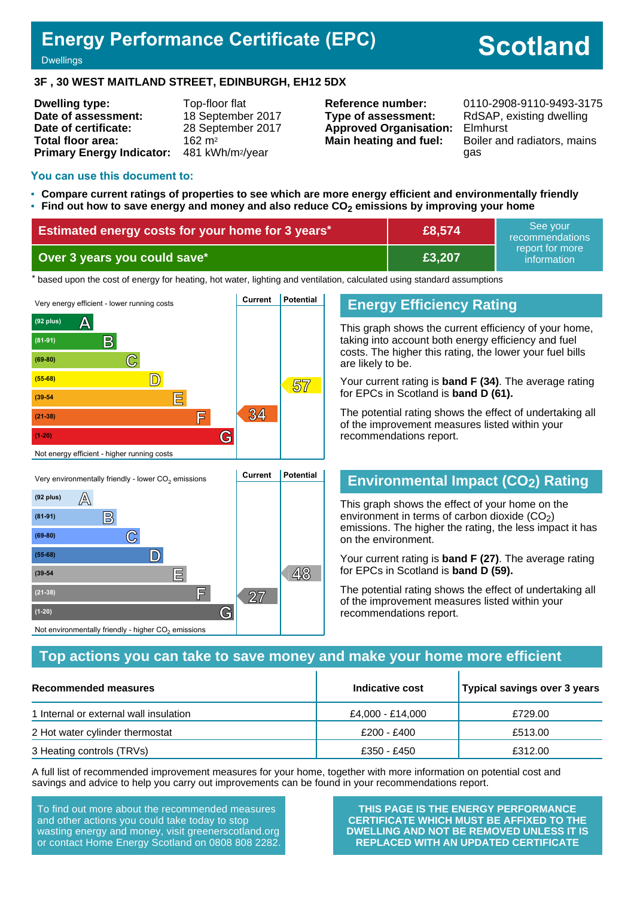# Energy Performance Certificate (EPC)

Dwellings

**Scotland**

**3F , 30 WEST MAITLAND STREET, EDINBURGH, EH12 5DX**

| | | | |
|---|---|---|---|
| **Dwelling type:** | Top-floor flat | **Reference number:** | 0110-2908-9110-9493-3175 |
| **Date of assessment:** | 18 September 2017 | **Type of assessment:** | RdSAP, existing dwelling |
| **Date of certificate:** | 28 September 2017 | **Approved Organisation:** | Elmhurst |
| **Total floor area:** | 162 m² | **Main heating and fuel:** | Boiler and radiators, mains gas |
| **Primary Energy Indicator:** | 481 kWh/m²/year | | |

## You can use this document to:

- **Compare current ratings of properties to see which are more energy efficient and environmentally friendly**
- **Find out how to save energy and money and also reduce $CO_2$ emissions by improving your home**

| | | |
|---|---|---|
| **Estimated energy costs for your home for 3 years*** | **£8,574** | See your recommendations report for more information |
| **Over 3 years you could save*** | **£3,207** | |

\* based upon the cost of energy for heating, hot water, lighting and ventilation, calculated using standard assumptions

Very energy efficient - lower running costs

Current | Potential

(92 plus) A
(81-91) B
(69-80) C
(55-68) D
(39-54 E
(21-38) F
(1-20) G

57
34

Not energy efficient - higher running costs

## Energy Efficiency Rating

This graph shows the current efficiency of your home, taking into account both energy efficiency and fuel costs. The higher this rating, the lower your fuel bills are likely to be.

Your current rating is **band F (34)**. The average rating for EPCs in Scotland is **band D (61).**

The potential rating shows the effect of undertaking all of the improvement measures listed within your recommendations report.

Very environmentally friendly - lower $CO_2$ emissions

Current | Potential

(92 plus) A
(81-91) B
(69-80) C
(55-68) D
(39-54 E
(21-38) F
(1-20) G

48
27

Not environmentally friendly - higher $CO_2$ emissions

## Environmental Impact ($CO_2$) Rating

This graph shows the effect of your home on the environment in terms of carbon dioxide ($CO_2$) emissions. The higher the rating, the less impact it has on the environment.

Your current rating is **band F (27)**. The average rating for EPCs in Scotland is **band D (59).**

The potential rating shows the effect of undertaking all of the improvement measures listed within your recommendations report.

## Top actions you can take to save money and make your home more efficient

| Recommended measures | Indicative cost | Typical savings over 3 years |
|---|---|---|
| 1 Internal or external wall insulation | £4,000 - £14,000 | £729.00 |
| 2 Hot water cylinder thermostat | £200 - £400 | £513.00 |
| 3 Heating controls (TRVs) | £350 - £450 | £312.00 |

A full list of recommended improvement measures for your home, together with more information on potential cost and savings and advice to help you carry out improvements can be found in your recommendations report.

To find out more about the recommended measures and other actions you could take today to stop wasting energy and money, visit greenerscotland.org or contact Home Energy Scotland on 0808 808 2282.

**THIS PAGE IS THE ENERGY PERFORMANCE CERTIFICATE WHICH MUST BE AFFIXED TO THE DWELLING AND NOT BE REMOVED UNLESS IT IS REPLACED WITH AN UPDATED CERTIFICATE**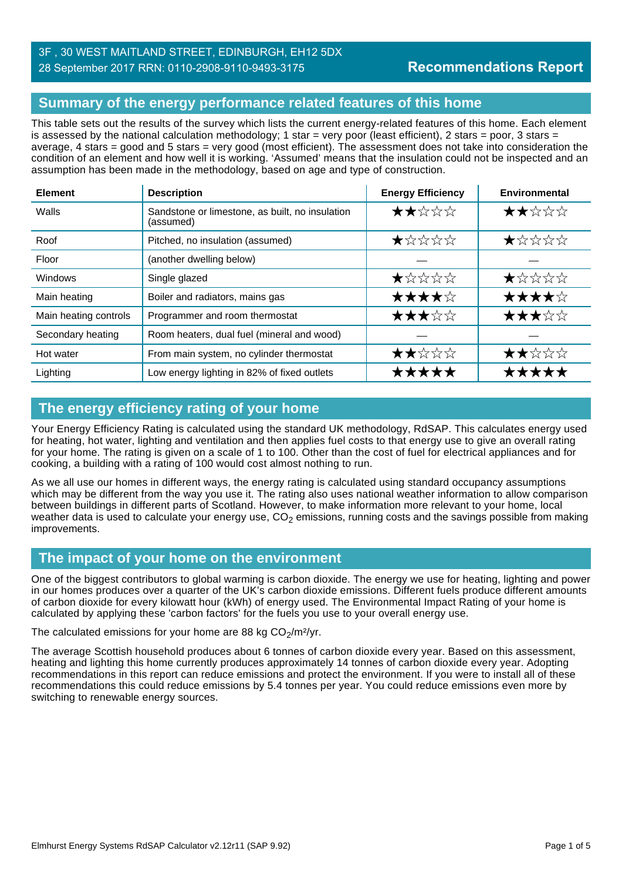3F , 30 WEST MAITLAND STREET, EDINBURGH, EH12 5DX
28 September 2017 RRN: 0110-2908-9110-9493-3175

**Recommendations Report**

## Summary of the energy performance related features of this home

This table sets out the results of the survey which lists the current energy-related features of this home. Each element is assessed by the national calculation methodology; 1 star = very poor (least efficient), 2 stars = poor, 3 stars = average, 4 stars = good and 5 stars = very good (most efficient). The assessment does not take into consideration the condition of an element and how well it is working. 'Assumed' means that the insulation could not be inspected and an assumption has been made in the methodology, based on age and type of construction.

| Element | Description | Energy Efficiency | Environmental |
|---|---|---|---|
| Walls | Sandstone or limestone, as built, no insulation (assumed) | ★★☆☆☆ | ★★☆☆☆ |
| Roof | Pitched, no insulation (assumed) | ★☆☆☆☆ | ★☆☆☆☆ |
| Floor | (another dwelling below) | — | — |
| Windows | Single glazed | ★☆☆☆☆ | ★☆☆☆☆ |
| Main heating | Boiler and radiators, mains gas | ★★★★☆ | ★★★★☆ |
| Main heating controls | Programmer and room thermostat | ★★★☆☆ | ★★★☆☆ |
| Secondary heating | Room heaters, dual fuel (mineral and wood) | — | — |
| Hot water | From main system, no cylinder thermostat | ★★☆☆☆ | ★★☆☆☆ |
| Lighting | Low energy lighting in 82% of fixed outlets | ★★★★★ | ★★★★★ |

## The energy efficiency rating of your home

Your Energy Efficiency Rating is calculated using the standard UK methodology, RdSAP. This calculates energy used for heating, hot water, lighting and ventilation and then applies fuel costs to that energy use to give an overall rating for your home. The rating is given on a scale of 1 to 100. Other than the cost of fuel for electrical appliances and for cooking, a building with a rating of 100 would cost almost nothing to run.

As we all use our homes in different ways, the energy rating is calculated using standard occupancy assumptions which may be different from the way you use it. The rating also uses national weather information to allow comparison between buildings in different parts of Scotland. However, to make information more relevant to your home, local weather data is used to calculate your energy use, $CO_2$ emissions, running costs and the savings possible from making improvements.

## The impact of your home on the environment

One of the biggest contributors to global warming is carbon dioxide. The energy we use for heating, lighting and power in our homes produces over a quarter of the UK's carbon dioxide emissions. Different fuels produce different amounts of carbon dioxide for every kilowatt hour (kWh) of energy used. The Environmental Impact Rating of your home is calculated by applying these 'carbon factors' for the fuels you use to your overall energy use.

The calculated emissions for your home are 88 kg $CO_2$/m²/yr.

The average Scottish household produces about 6 tonnes of carbon dioxide every year. Based on this assessment, heating and lighting this home currently produces approximately 14 tonnes of carbon dioxide every year. Adopting recommendations in this report can reduce emissions and protect the environment. If you were to install all of these recommendations this could reduce emissions by 5.4 tonnes per year. You could reduce emissions even more by switching to renewable energy sources.

Elmhurst Energy Systems RdSAP Calculator v2.12r11 (SAP 9.92)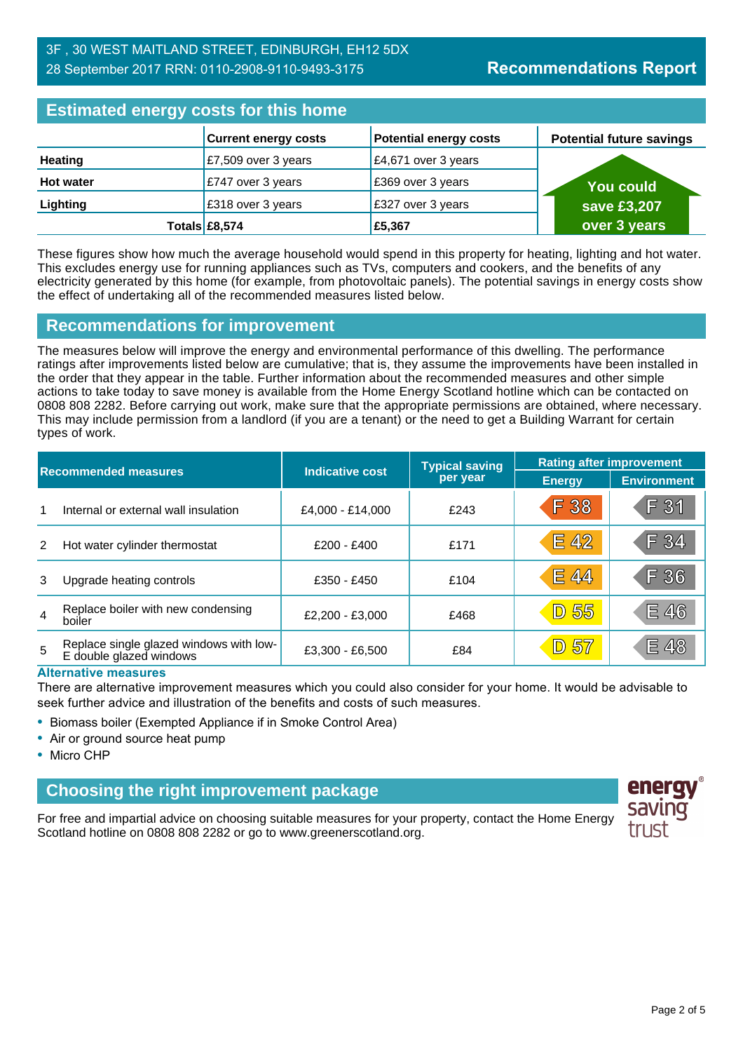3F , 30 WEST MAITLAND STREET, EDINBURGH, EH12 5DX
28 September 2017 RRN: 0110-2908-9110-9493-3175

**Recommendations Report**

## Estimated energy costs for this home

| | Current energy costs | Potential energy costs | Potential future savings |
|---|---|---|---|
| **Heating** | £7,509 over 3 years | £4,671 over 3 years | You could save £3,207 over 3 years |
| **Hot water** | £747 over 3 years | £369 over 3 years | |
| **Lighting** | £318 over 3 years | £327 over 3 years | |
| **Totals** | **£8,574** | **£5,367** | |

These figures show how much the average household would spend in this property for heating, lighting and hot water. This excludes energy use for running appliances such as TVs, computers and cookers, and the benefits of any electricity generated by this home (for example, from photovoltaic panels). The potential savings in energy costs show the effect of undertaking all of the recommended measures listed below.

## Recommendations for improvement

The measures below will improve the energy and environmental performance of this dwelling. The performance ratings after improvements listed below are cumulative; that is, they assume the improvements have been installed in the order that they appear in the table. Further information about the recommended measures and other simple actions to take today to save money is available from the Home Energy Scotland hotline which can be contacted on 0808 808 2282. Before carrying out work, make sure that the appropriate permissions are obtained, where necessary. This may include permission from a landlord (if you are a tenant) or the need to get a Building Warrant for certain types of work.

| | Recommended measures | Indicative cost | Typical saving per year | Rating after improvement | |
|---|---|---|---|---|---|
| | | | | Energy | Environment |
| 1 | Internal or external wall insulation | £4,000 - £14,000 | £243 | F 38 | F 31 |
| 2 | Hot water cylinder thermostat | £200 - £400 | £171 | E 42 | F 34 |
| 3 | Upgrade heating controls | £350 - £450 | £104 | E 44 | F 36 |
| 4 | Replace boiler with new condensing boiler | £2,200 - £3,000 | £468 | D 55 | E 46 |
| 5 | Replace single glazed windows with low-E double glazed windows | £3,300 - £6,500 | £84 | D 57 | E 48 |

### Alternative measures

There are alternative improvement measures which you could also consider for your home. It would be advisable to seek further advice and illustration of the benefits and costs of such measures.

- Biomass boiler (Exempted Appliance if in Smoke Control Area)
- Air or ground source heat pump
- Micro CHP

## Choosing the right improvement package

For free and impartial advice on choosing suitable measures for your property, contact the Home Energy Scotland hotline on 0808 808 2282 or go to www.greenerscotland.org.

energy saving trust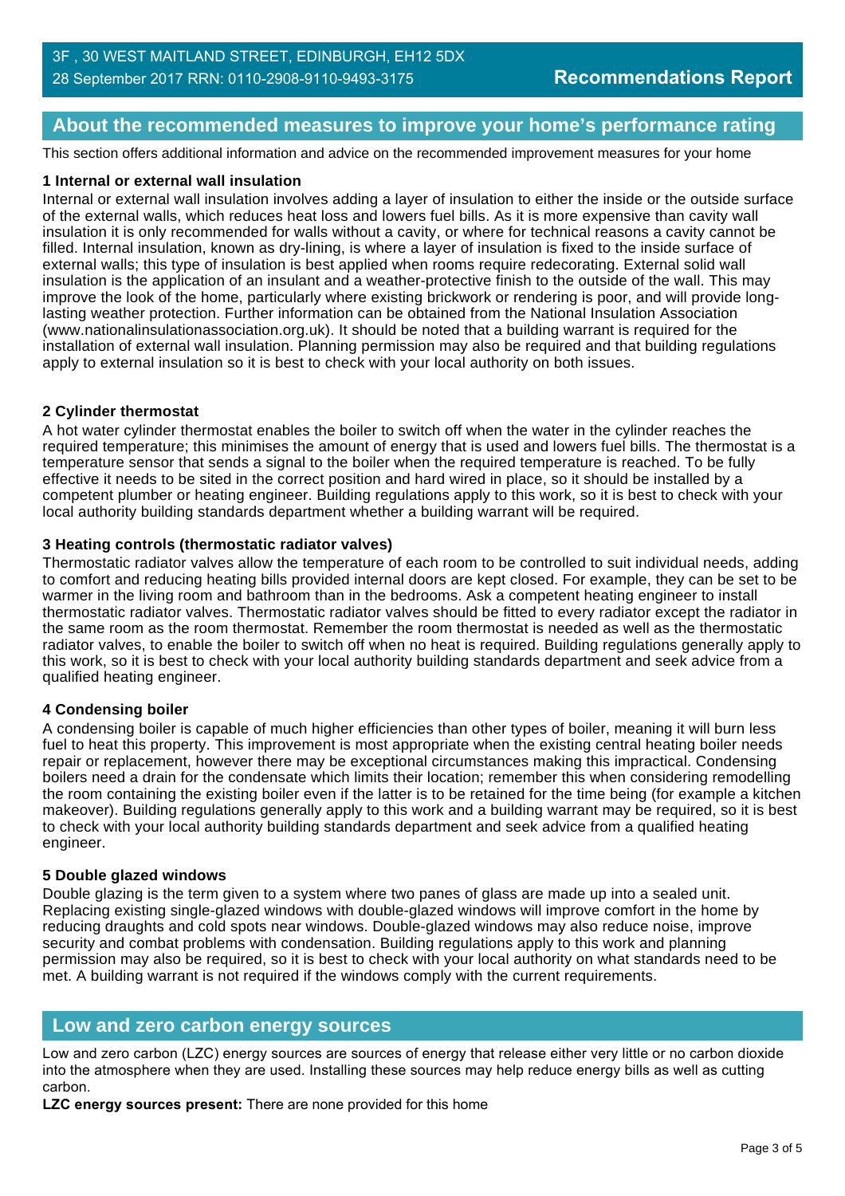## About the recommended measures to improve your home's performance rating

This section offers additional information and advice on the recommended improvement measures for your home

**1 Internal or external wall insulation**

Internal or external wall insulation involves adding a layer of insulation to either the inside or the outside surface of the external walls, which reduces heat loss and lowers fuel bills. As it is more expensive than cavity wall insulation it is only recommended for walls without a cavity, or where for technical reasons a cavity cannot be filled. Internal insulation, known as dry-lining, is where a layer of insulation is fixed to the inside surface of external walls; this type of insulation is best applied when rooms require redecorating. External solid wall insulation is the application of an insulant and a weather-protective finish to the outside of the wall. This may improve the look of the home, particularly where existing brickwork or rendering is poor, and will provide long-lasting weather protection. Further information can be obtained from the National Insulation Association (www.nationalinsulationassociation.org.uk). It should be noted that a building warrant is required for the installation of external wall insulation. Planning permission may also be required and that building regulations apply to external insulation so it is best to check with your local authority on both issues.

**2 Cylinder thermostat**

A hot water cylinder thermostat enables the boiler to switch off when the water in the cylinder reaches the required temperature; this minimises the amount of energy that is used and lowers fuel bills. The thermostat is a temperature sensor that sends a signal to the boiler when the required temperature is reached. To be fully effective it needs to be sited in the correct position and hard wired in place, so it should be installed by a competent plumber or heating engineer. Building regulations apply to this work, so it is best to check with your local authority building standards department whether a building warrant will be required.

**3 Heating controls (thermostatic radiator valves)**

Thermostatic radiator valves allow the temperature of each room to be controlled to suit individual needs, adding to comfort and reducing heating bills provided internal doors are kept closed. For example, they can be set to be warmer in the living room and bathroom than in the bedrooms. Ask a competent heating engineer to install thermostatic radiator valves. Thermostatic radiator valves should be fitted to every radiator except the radiator in the same room as the room thermostat. Remember the room thermostat is needed as well as the thermostatic radiator valves, to enable the boiler to switch off when no heat is required. Building regulations generally apply to this work, so it is best to check with your local authority building standards department and seek advice from a qualified heating engineer.

**4 Condensing boiler**

A condensing boiler is capable of much higher efficiencies than other types of boiler, meaning it will burn less fuel to heat this property. This improvement is most appropriate when the existing central heating boiler needs repair or replacement, however there may be exceptional circumstances making this impractical. Condensing boilers need a drain for the condensate which limits their location; remember this when considering remodelling the room containing the existing boiler even if the latter is to be retained for the time being (for example a kitchen makeover). Building regulations generally apply to this work and a building warrant may be required, so it is best to check with your local authority building standards department and seek advice from a qualified heating engineer.

**5 Double glazed windows**

Double glazing is the term given to a system where two panes of glass are made up into a sealed unit. Replacing existing single-glazed windows with double-glazed windows will improve comfort in the home by reducing draughts and cold spots near windows. Double-glazed windows may also reduce noise, improve security and combat problems with condensation. Building regulations apply to this work and planning permission may also be required, so it is best to check with your local authority on what standards need to be met. A building warrant is not required if the windows comply with the current requirements.

## Low and zero carbon energy sources

Low and zero carbon (LZC) energy sources are sources of energy that release either very little or no carbon dioxide into the atmosphere when they are used. Installing these sources may help reduce energy bills as well as cutting carbon.

**LZC energy sources present:** There are none provided for this home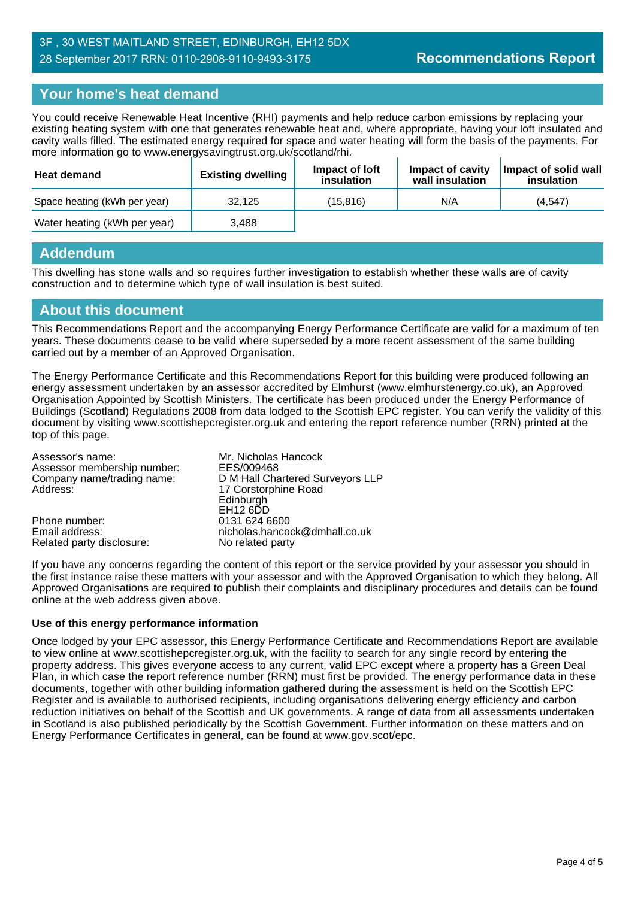3F , 30 WEST MAITLAND STREET, EDINBURGH, EH12 5DX
28 September 2017 RRN: 0110-2908-9110-9493-3175

**Recommendations Report**

## Your home's heat demand

You could receive Renewable Heat Incentive (RHI) payments and help reduce carbon emissions by replacing your existing heating system with one that generates renewable heat and, where appropriate, having your loft insulated and cavity walls filled. The estimated energy required for space and water heating will form the basis of the payments. For more information go to www.energysavingtrust.org.uk/scotland/rhi.

| Heat demand | Existing dwelling | Impact of loft insulation | Impact of cavity wall insulation | Impact of solid wall insulation |
|---|---|---|---|---|
| Space heating (kWh per year) | 32,125 | (15,816) | N/A | (4,547) |
| Water heating (kWh per year) | 3,488 | | | |

## Addendum

This dwelling has stone walls and so requires further investigation to establish whether these walls are of cavity construction and to determine which type of wall insulation is best suited.

## About this document

This Recommendations Report and the accompanying Energy Performance Certificate are valid for a maximum of ten years. These documents cease to be valid where superseded by a more recent assessment of the same building carried out by a member of an Approved Organisation.

The Energy Performance Certificate and this Recommendations Report for this building were produced following an energy assessment undertaken by an assessor accredited by Elmhurst (www.elmhurstenergy.co.uk), an Approved Organisation Appointed by Scottish Ministers. The certificate has been produced under the Energy Performance of Buildings (Scotland) Regulations 2008 from data lodged to the Scottish EPC register. You can verify the validity of this document by visiting www.scottishepcregister.org.uk and entering the report reference number (RRN) printed at the top of this page.

| | |
|---|---|
| Assessor's name: | Mr. Nicholas Hancock |
| Assessor membership number: | EES/009468 |
| Company name/trading name: | D M Hall Chartered Surveyors LLP |
| Address: | 17 Corstorphine Road<br>Edinburgh<br>EH12 6DD |
| Phone number: | 0131 624 6600 |
| Email address: | nicholas.hancock@dmhall.co.uk |
| Related party disclosure: | No related party |

If you have any concerns regarding the content of this report or the service provided by your assessor you should in the first instance raise these matters with your assessor and with the Approved Organisation to which they belong. All Approved Organisations are required to publish their complaints and disciplinary procedures and details can be found online at the web address given above.

### Use of this energy performance information

Once lodged by your EPC assessor, this Energy Performance Certificate and Recommendations Report are available to view online at www.scottishepcregister.org.uk, with the facility to search for any single record by entering the property address. This gives everyone access to any current, valid EPC except where a property has a Green Deal Plan, in which case the report reference number (RRN) must first be provided. The energy performance data in these documents, together with other building information gathered during the assessment is held on the Scottish EPC Register and is available to authorised recipients, including organisations delivering energy efficiency and carbon reduction initiatives on behalf of the Scottish and UK governments. A range of data from all assessments undertaken in Scotland is also published periodically by the Scottish Government. Further information on these matters and on Energy Performance Certificates in general, can be found at www.gov.scot/epc.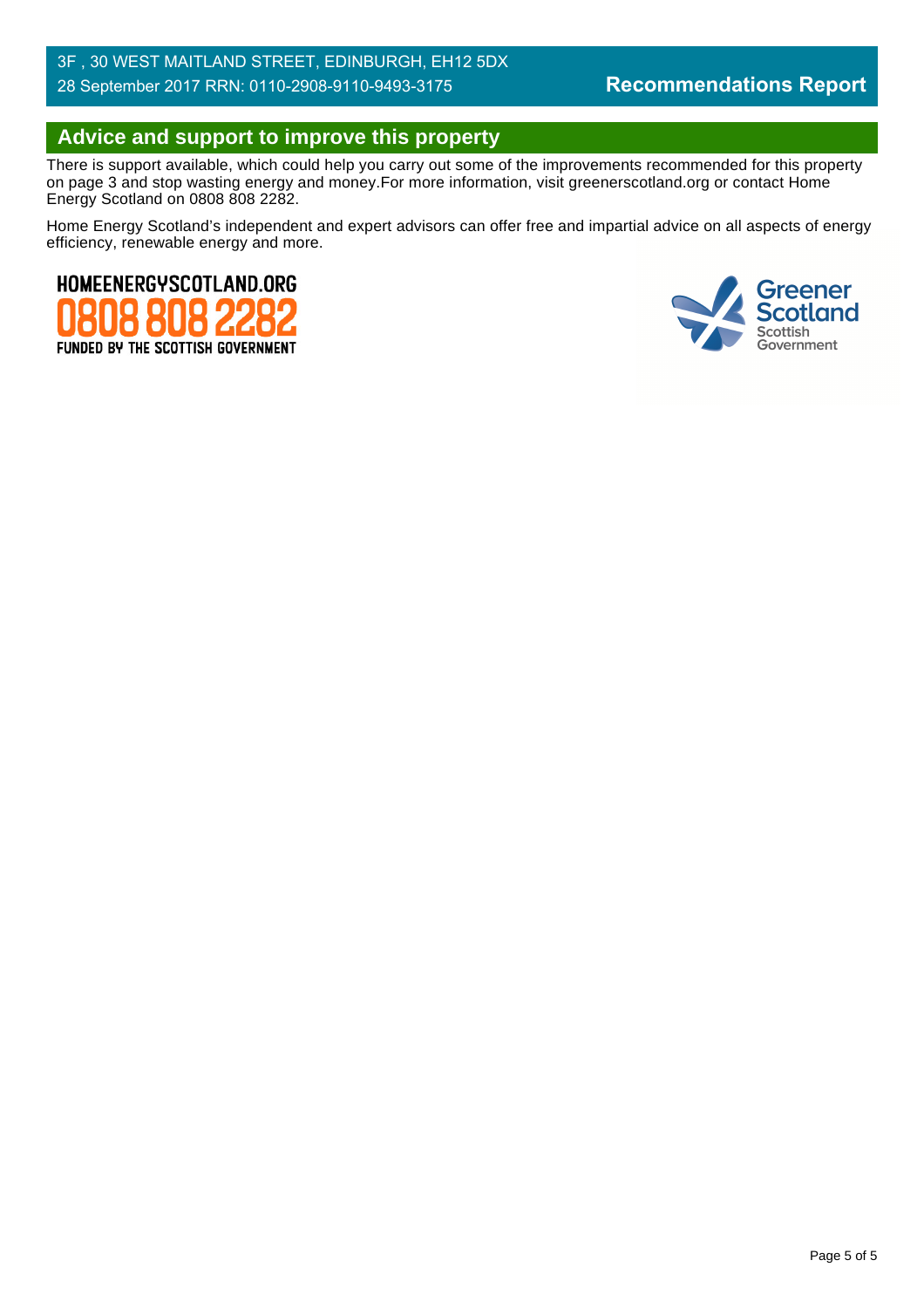## Advice and support to improve this property

There is support available, which could help you carry out some of the improvements recommended for this property on page 3 and stop wasting energy and money.For more information, visit greenerscotland.org or contact Home Energy Scotland on 0808 808 2282.

Home Energy Scotland's independent and expert advisors can offer free and impartial advice on all aspects of energy efficiency, renewable energy and more.

HOMEENERGYSCOTLAND.ORG
0808 808 2282
FUNDED BY THE SCOTTISH GOVERNMENT

Greener Scotland
Scottish Government